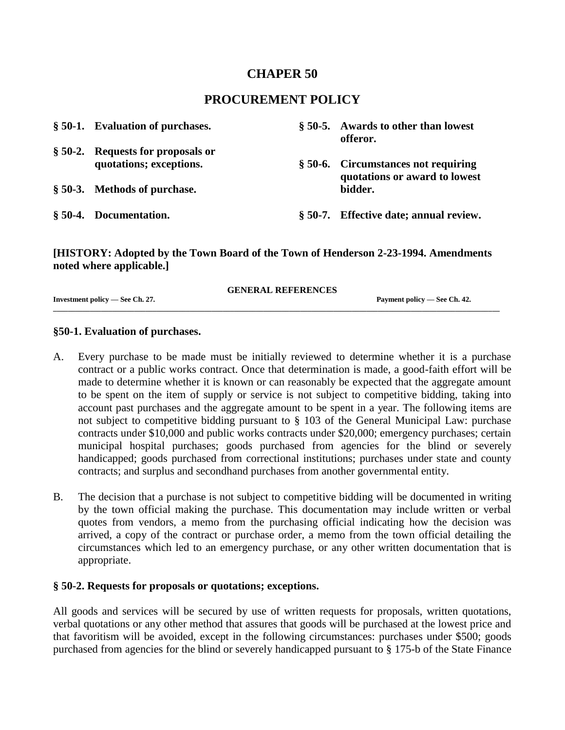# CHAPER 50

## PROCUREMENT POLICY

**§ 50-1. Evaluation of purchases.**

**§ 50-2. Requests for proposals or quotations; exceptions.**

**§ 50-3. Methods of purchase.**

**§ 50-4. Documentation.**

**§ 50-5. Awards to other than lowest offeror.**

**§ 50-6. Circumstances not requiring quotations or award to lowest bidder.**

**§ 50-7. Effective date; annual review.**

**[HISTORY: Adopted by the Town Board of the Town of Henderson 2-23-1994. Amendments noted where applicable.]**

**GENERAL REFERENCES**

**Investment policy — See Ch. 27.**

**Payment policy — See Ch. 42.**

---

### §50-1. Evaluation of purchases.

A. Every purchase to be made must be initially reviewed to determine whether it is a purchase contract or a public works contract. Once that determination is made, a good-faith effort will be made to determine whether it is known or can reasonably be expected that the aggregate amount to be spent on the item of supply or service is not subject to competitive bidding, taking into account past purchases and the aggregate amount to be spent in a year. The following items are not subject to competitive bidding pursuant to § 103 of the General Municipal Law: purchase contracts under $10,000 and public works contracts under $20,000; emergency purchases; certain municipal hospital purchases; goods purchased from agencies for the blind or severely handicapped; goods purchased from correctional institutions; purchases under state and county contracts; and surplus and secondhand purchases from another governmental entity.

B. The decision that a purchase is not subject to competitive bidding will be documented in writing by the town official making the purchase. This documentation may include written or verbal quotes from vendors, a memo from the purchasing official indicating how the decision was arrived, a copy of the contract or purchase order, a memo from the town official detailing the circumstances which led to an emergency purchase, or any other written documentation that is appropriate.

### § 50-2. Requests for proposals or quotations; exceptions.

All goods and services will be secured by use of written requests for proposals, written quotations, verbal quotations or any other method that assures that goods will be purchased at the lowest price and that favoritism will be avoided, except in the following circumstances: purchases under $500; goods purchased from agencies for the blind or severely handicapped pursuant to § 175-b of the State Finance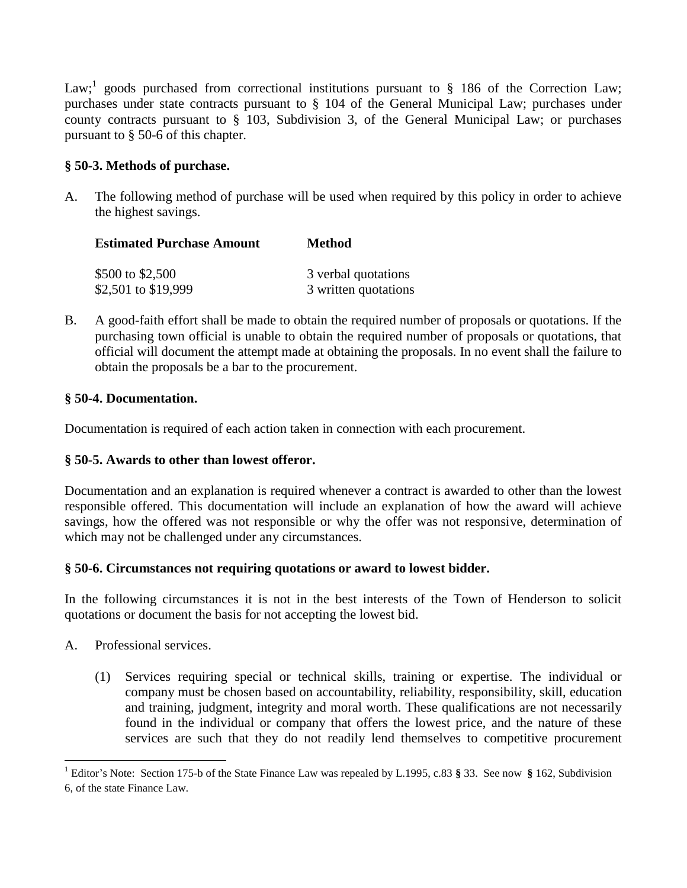Law;[1] goods purchased from correctional institutions pursuant to § 186 of the Correction Law; purchases under state contracts pursuant to § 104 of the General Municipal Law; purchases under county contracts pursuant to § 103, Subdivision 3, of the General Municipal Law; or purchases pursuant to § 50-6 of this chapter.

**§ 50-3. Methods of purchase.**

A. The following method of purchase will be used when required by this policy in order to achieve the highest savings.

| Estimated Purchase Amount | Method |
|---|---|
| $500 to $2,500 | 3 verbal quotations |
| $2,501 to $19,999 | 3 written quotations |

B. A good-faith effort shall be made to obtain the required number of proposals or quotations. If the purchasing town official is unable to obtain the required number of proposals or quotations, that official will document the attempt made at obtaining the proposals. In no event shall the failure to obtain the proposals be a bar to the procurement.

**§ 50-4. Documentation.**

Documentation is required of each action taken in connection with each procurement.

**§ 50-5. Awards to other than lowest offeror.**

Documentation and an explanation is required whenever a contract is awarded to other than the lowest responsible offered. This documentation will include an explanation of how the award will achieve savings, how the offered was not responsible or why the offer was not responsive, determination of which may not be challenged under any circumstances.

**§ 50-6. Circumstances not requiring quotations or award to lowest bidder.**

In the following circumstances it is not in the best interests of the Town of Henderson to solicit quotations or document the basis for not accepting the lowest bid.

A. Professional services.

   (1) Services requiring special or technical skills, training or expertise. The individual or company must be chosen based on accountability, reliability, responsibility, skill, education and training, judgment, integrity and moral worth. These qualifications are not necessarily found in the individual or company that offers the lowest price, and the nature of these services are such that they do not readily lend themselves to competitive procurement

---

[1] Editor's Note: Section 175-b of the State Finance Law was repealed by L.1995, c.83 § 33. See now § 162, Subdivision 6, of the state Finance Law.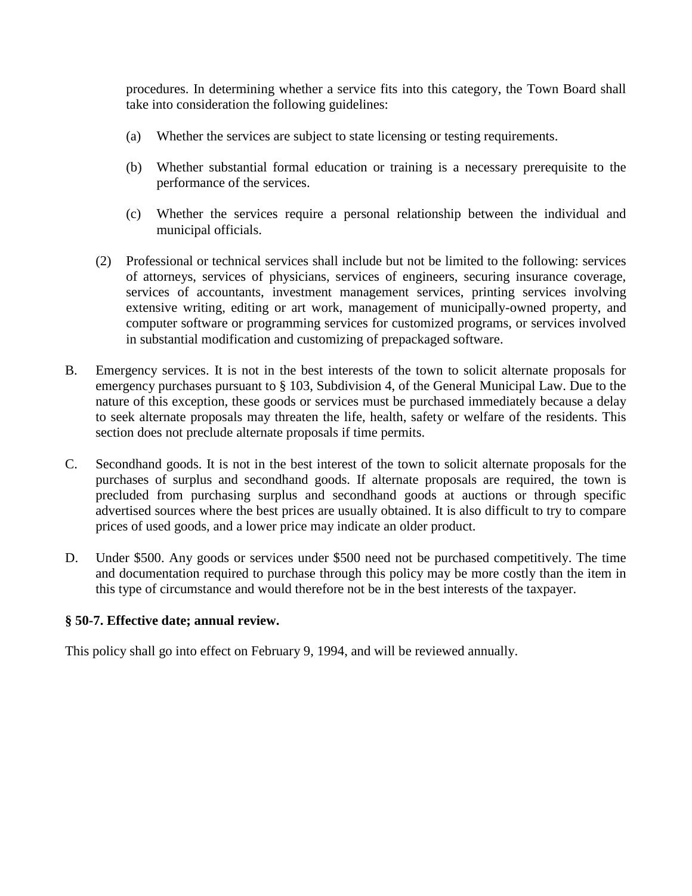procedures. In determining whether a service fits into this category, the Town Board shall take into consideration the following guidelines:

(a) Whether the services are subject to state licensing or testing requirements.

(b) Whether substantial formal education or training is a necessary prerequisite to the performance of the services.

(c) Whether the services require a personal relationship between the individual and municipal officials.

(2) Professional or technical services shall include but not be limited to the following: services of attorneys, services of physicians, services of engineers, securing insurance coverage, services of accountants, investment management services, printing services involving extensive writing, editing or art work, management of municipally-owned property, and computer software or programming services for customized programs, or services involved in substantial modification and customizing of prepackaged software.

B. Emergency services. It is not in the best interests of the town to solicit alternate proposals for emergency purchases pursuant to § 103, Subdivision 4, of the General Municipal Law. Due to the nature of this exception, these goods or services must be purchased immediately because a delay to seek alternate proposals may threaten the life, health, safety or welfare of the residents. This section does not preclude alternate proposals if time permits.

C. Secondhand goods. It is not in the best interest of the town to solicit alternate proposals for the purchases of surplus and secondhand goods. If alternate proposals are required, the town is precluded from purchasing surplus and secondhand goods at auctions or through specific advertised sources where the best prices are usually obtained. It is also difficult to try to compare prices of used goods, and a lower price may indicate an older product.

D. Under $500. Any goods or services under $500 need not be purchased competitively. The time and documentation required to purchase through this policy may be more costly than the item in this type of circumstance and would therefore not be in the best interests of the taxpayer.

**§ 50-7. Effective date; annual review.**

This policy shall go into effect on February 9, 1994, and will be reviewed annually.